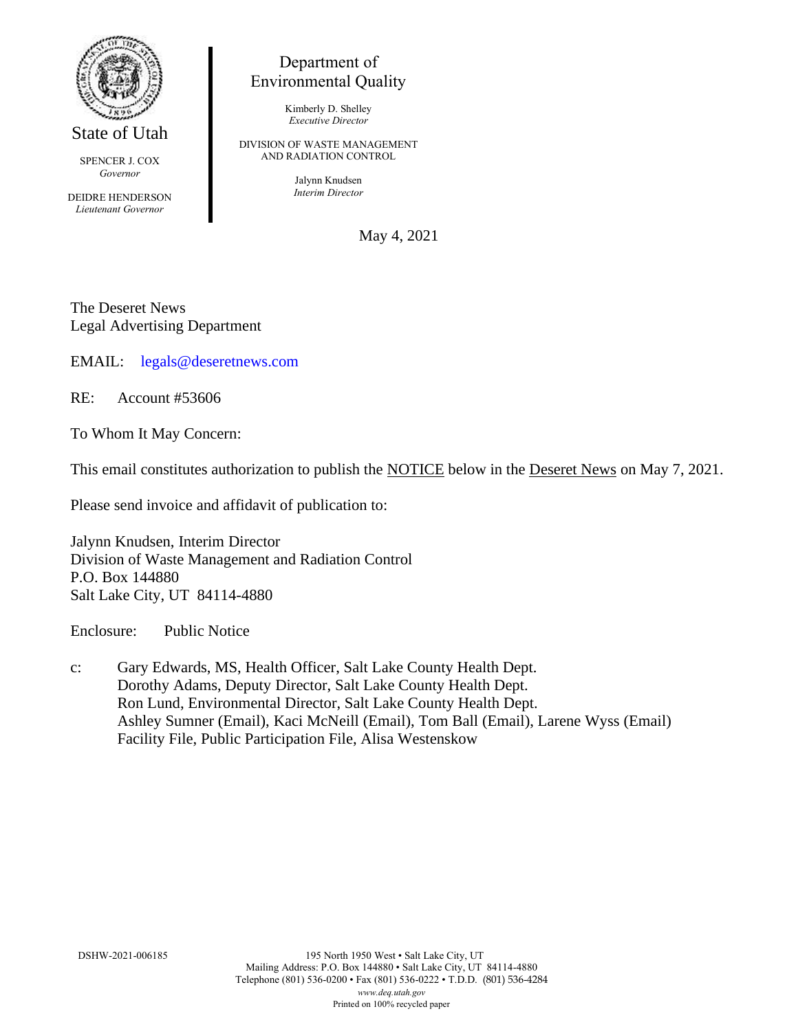State of Utah

SPENCER J. COX
*Governor*

DEIDRE HENDERSON
*Lieutenant Governor*

Department of
Environmental Quality

Kimberly D. Shelley
*Executive Director*

DIVISION OF WASTE MANAGEMENT
AND RADIATION CONTROL

Jalynn Knudsen
*Interim Director*

May 4, 2021

The Deseret News
Legal Advertising Department

EMAIL: legals@deseretnews.com

RE: Account #53606

To Whom It May Concern:

This email constitutes authorization to publish the NOTICE below in the Deseret News on May 7, 2021.

Please send invoice and affidavit of publication to:

Jalynn Knudsen, Interim Director
Division of Waste Management and Radiation Control
P.O. Box 144880
Salt Lake City, UT 84114-4880

Enclosure: Public Notice

c: Gary Edwards, MS, Health Officer, Salt Lake County Health Dept.
Dorothy Adams, Deputy Director, Salt Lake County Health Dept.
Ron Lund, Environmental Director, Salt Lake County Health Dept.
Ashley Sumner (Email), Kaci McNeill (Email), Tom Ball (Email), Larene Wyss (Email)
Facility File, Public Participation File, Alisa Westenskow

DSHW-2021-006185

195 North 1950 West • Salt Lake City, UT
Mailing Address: P.O. Box 144880 • Salt Lake City, UT 84114-4880
Telephone (801) 536-0200 • Fax (801) 536-0222 • T.D.D. (801) 536-4284
*www.deq.utah.gov*
Printed on 100% recycled paper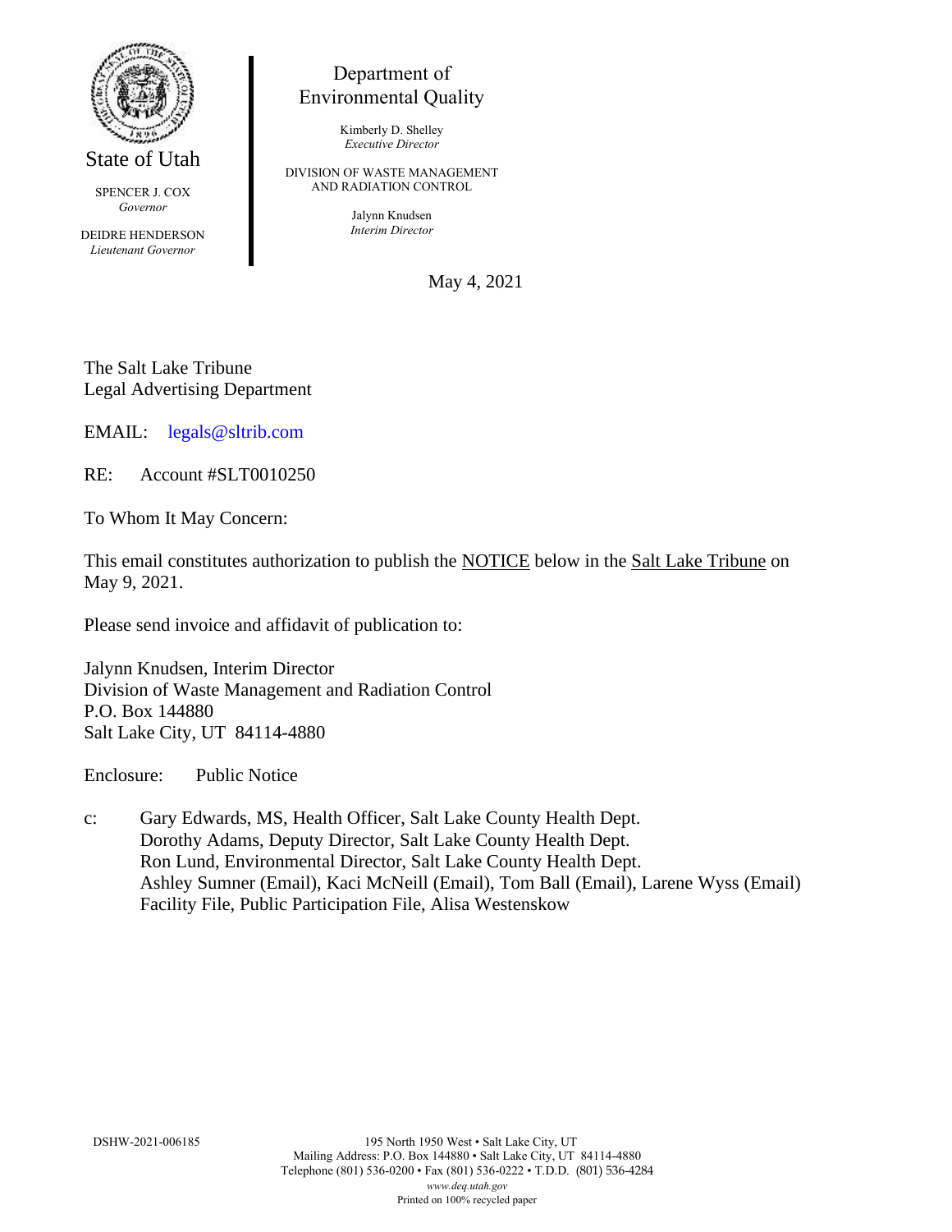State of Utah

SPENCER J. COX
*Governor*

DEIDRE HENDERSON
*Lieutenant Governor*

Department of Environmental Quality

Kimberly D. Shelley
*Executive Director*

DIVISION OF WASTE MANAGEMENT AND RADIATION CONTROL

Jalynn Knudsen
*Interim Director*

May 4, 2021

The Salt Lake Tribune
Legal Advertising Department

EMAIL: legals@sltrib.com

RE: Account #SLT0010250

To Whom It May Concern:

This email constitutes authorization to publish the NOTICE below in the Salt Lake Tribune on May 9, 2021.

Please send invoice and affidavit of publication to:

Jalynn Knudsen, Interim Director
Division of Waste Management and Radiation Control
P.O. Box 144880
Salt Lake City, UT 84114-4880

Enclosure: Public Notice

c: Gary Edwards, MS, Health Officer, Salt Lake County Health Dept.
Dorothy Adams, Deputy Director, Salt Lake County Health Dept.
Ron Lund, Environmental Director, Salt Lake County Health Dept.
Ashley Sumner (Email), Kaci McNeill (Email), Tom Ball (Email), Larene Wyss (Email)
Facility File, Public Participation File, Alisa Westenskow

DSHW-2021-006185

195 North 1950 West • Salt Lake City, UT
Mailing Address: P.O. Box 144880 • Salt Lake City, UT 84114-4880
Telephone (801) 536-0200 • Fax (801) 536-0222 • T.D.D. (801) 536-4284
*www.deq.utah.gov*
Printed on 100% recycled paper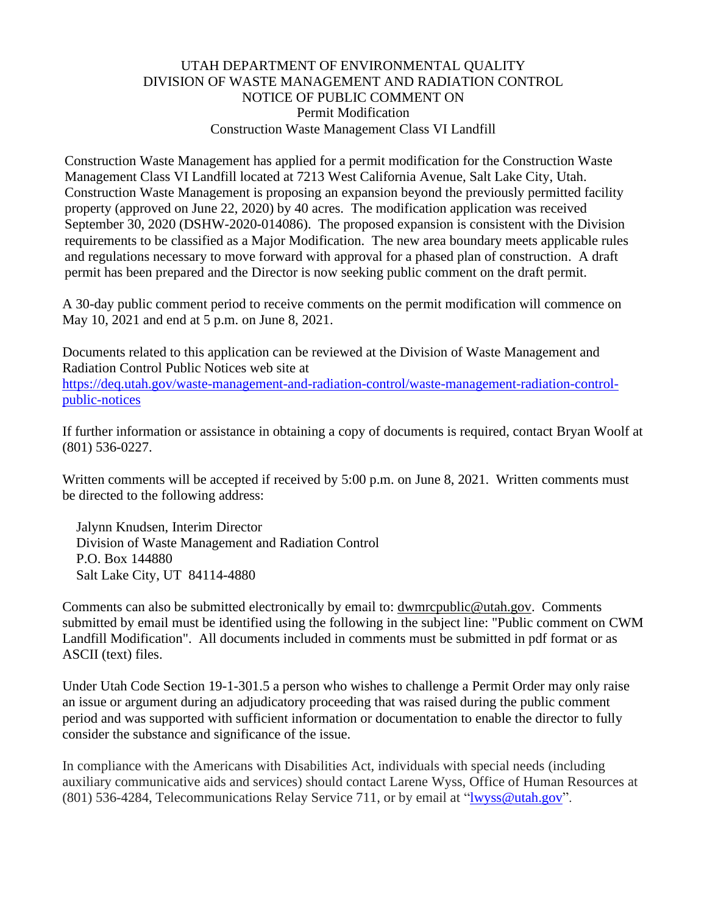# UTAH DEPARTMENT OF ENVIRONMENTAL QUALITY
## DIVISION OF WASTE MANAGEMENT AND RADIATION CONTROL
## NOTICE OF PUBLIC COMMENT ON
## Permit Modification
## Construction Waste Management Class VI Landfill

Construction Waste Management has applied for a permit modification for the Construction Waste Management Class VI Landfill located at 7213 West California Avenue, Salt Lake City, Utah. Construction Waste Management is proposing an expansion beyond the previously permitted facility property (approved on June 22, 2020) by 40 acres. The modification application was received September 30, 2020 (DSHW-2020-014086). The proposed expansion is consistent with the Division requirements to be classified as a Major Modification. The new area boundary meets applicable rules and regulations necessary to move forward with approval for a phased plan of construction. A draft permit has been prepared and the Director is now seeking public comment on the draft permit.

A 30-day public comment period to receive comments on the permit modification will commence on May 10, 2021 and end at 5 p.m. on June 8, 2021.

Documents related to this application can be reviewed at the Division of Waste Management and Radiation Control Public Notices web site at https://deq.utah.gov/waste-management-and-radiation-control/waste-management-radiation-control-public-notices

If further information or assistance in obtaining a copy of documents is required, contact Bryan Woolf at (801) 536-0227.

Written comments will be accepted if received by 5:00 p.m. on June 8, 2021. Written comments must be directed to the following address:

Jalynn Knudsen, Interim Director
Division of Waste Management and Radiation Control
P.O. Box 144880
Salt Lake City, UT 84114-4880

Comments can also be submitted electronically by email to: dwmrcpublic@utah.gov. Comments submitted by email must be identified using the following in the subject line: "Public comment on CWM Landfill Modification". All documents included in comments must be submitted in pdf format or as ASCII (text) files.

Under Utah Code Section 19-1-301.5 a person who wishes to challenge a Permit Order may only raise an issue or argument during an adjudicatory proceeding that was raised during the public comment period and was supported with sufficient information or documentation to enable the director to fully consider the substance and significance of the issue.

In compliance with the Americans with Disabilities Act, individuals with special needs (including auxiliary communicative aids and services) should contact Larene Wyss, Office of Human Resources at (801) 536-4284, Telecommunications Relay Service 711, or by email at "lwyss@utah.gov".